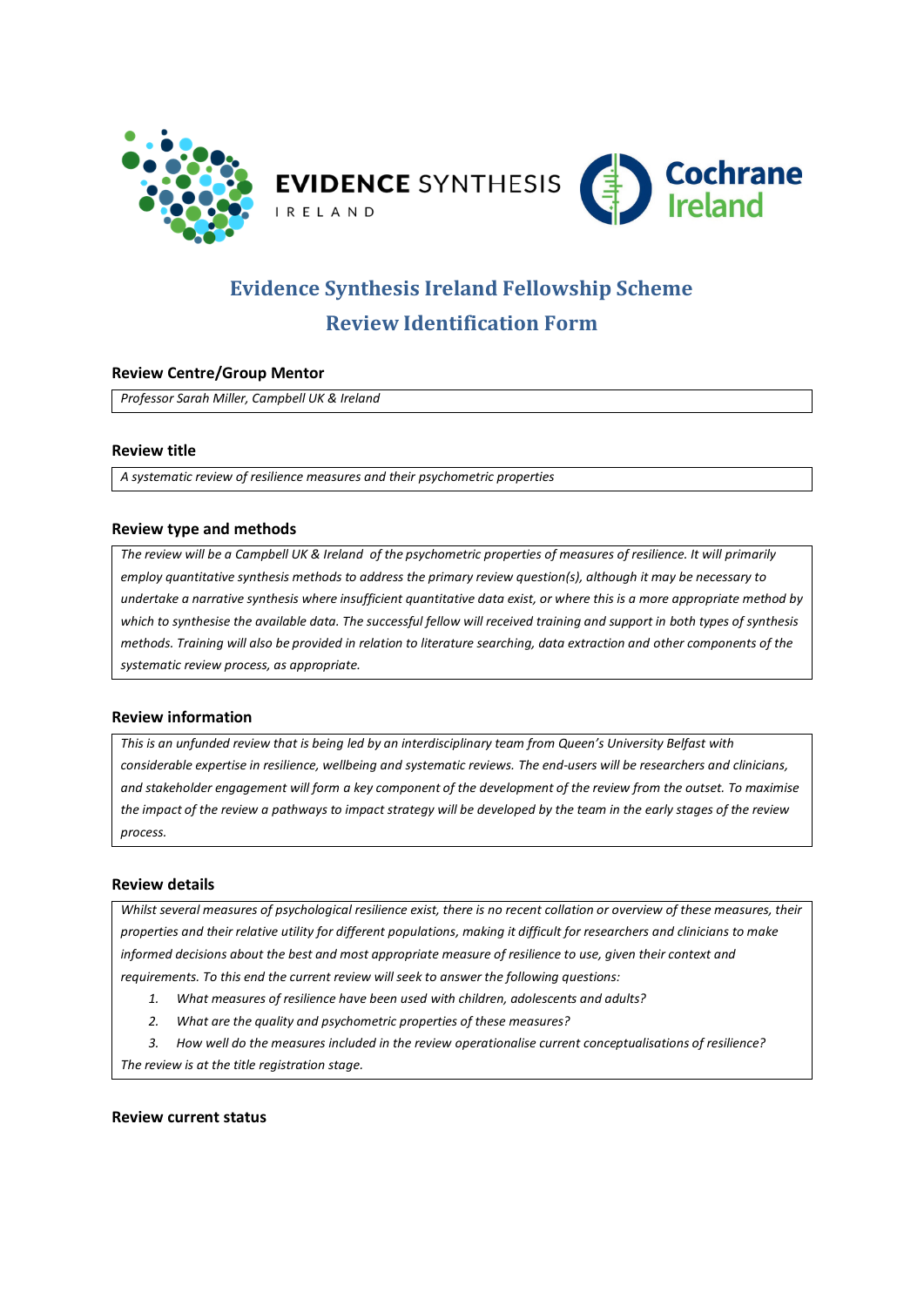# Evidence Synthesis Ireland Fellowship Scheme

# Review Identification Form

## Review Centre/Group Mentor

*Professor Sarah Miller, Campbell UK & Ireland*

## Review title

*A systematic review of resilience measures and their psychometric properties*

## Review type and methods

*The review will be a Campbell UK & Ireland of the psychometric properties of measures of resilience. It will primarily employ quantitative synthesis methods to address the primary review question(s), although it may be necessary to undertake a narrative synthesis where insufficient quantitative data exist, or where this is a more appropriate method by which to synthesise the available data. The successful fellow will received training and support in both types of synthesis methods. Training will also be provided in relation to literature searching, data extraction and other components of the systematic review process, as appropriate.*

## Review information

*This is an unfunded review that is being led by an interdisciplinary team from Queen's University Belfast with considerable expertise in resilience, wellbeing and systematic reviews. The end-users will be researchers and clinicians, and stakeholder engagement will form a key component of the development of the review from the outset. To maximise the impact of the review a pathways to impact strategy will be developed by the team in the early stages of the review process.*

## Review details

*Whilst several measures of psychological resilience exist, there is no recent collation or overview of these measures, their properties and their relative utility for different populations, making it difficult for researchers and clinicians to make informed decisions about the best and most appropriate measure of resilience to use, given their context and requirements. To this end the current review will seek to answer the following questions:*

1. *What measures of resilience have been used with children, adolescents and adults?*
2. *What are the quality and psychometric properties of these measures?*
3. *How well do the measures included in the review operationalise current conceptualisations of resilience?*

*The review is at the title registration stage.*

## Review current status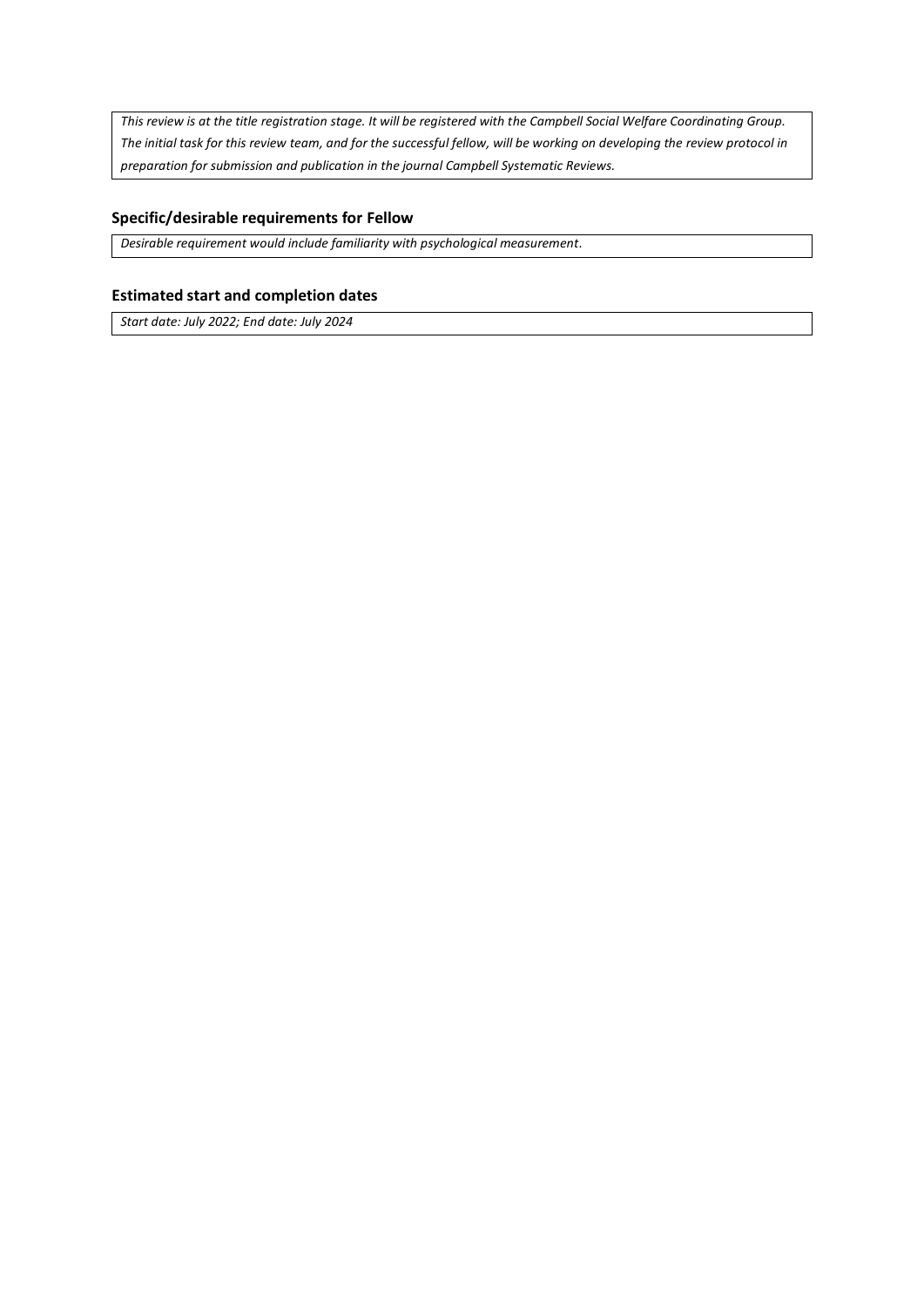*This review is at the title registration stage. It will be registered with the Campbell Social Welfare Coordinating Group. The initial task for this review team, and for the successful fellow, will be working on developing the review protocol in preparation for submission and publication in the journal Campbell Systematic Reviews.*

### Specific/desirable requirements for Fellow

*Desirable requirement would include familiarity with psychological measurement.*

### Estimated start and completion dates

*Start date: July 2022; End date: July 2024*